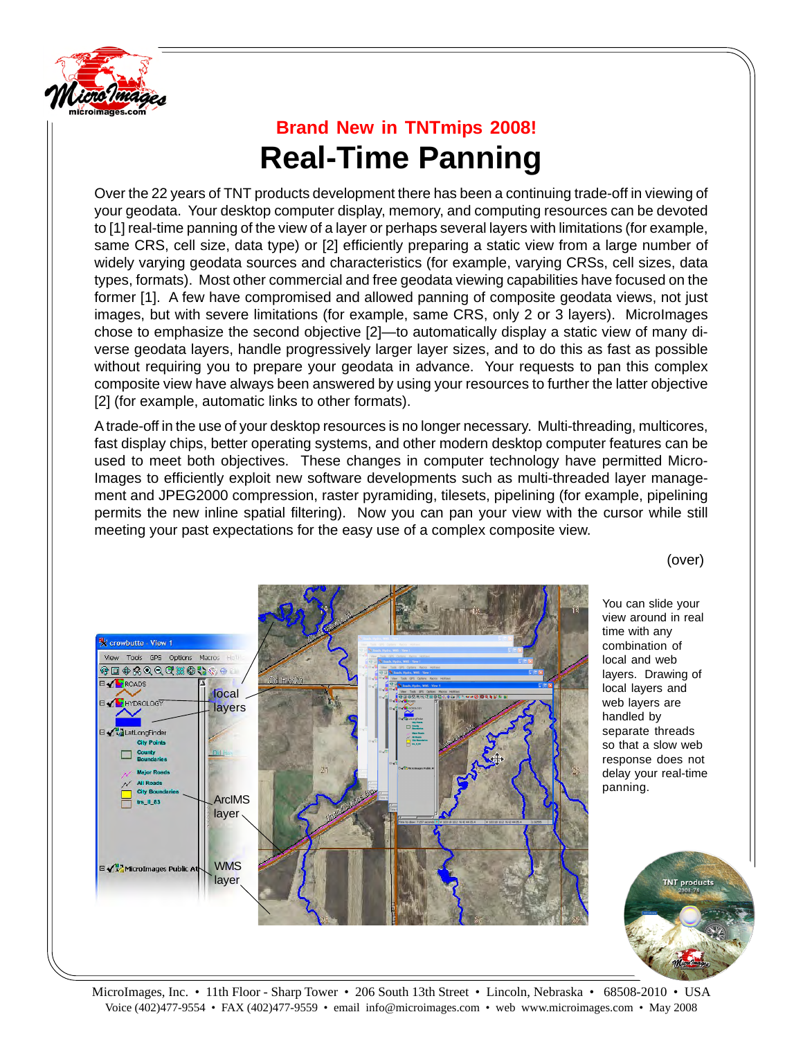## Brand New in TNTmips 2008!

# Real-Time Panning

Over the 22 years of TNT products development there has been a continuing trade-off in viewing of your geodata. Your desktop computer display, memory, and computing resources can be devoted to [1] real-time panning of the view of a layer or perhaps several layers with limitations (for example, same CRS, cell size, data type) or [2] efficiently preparing a static view from a large number of widely varying geodata sources and characteristics (for example, varying CRSs, cell sizes, data types, formats). Most other commercial and free geodata viewing capabilities have focused on the former [1]. A few have compromised and allowed panning of composite geodata views, not just images, but with severe limitations (for example, same CRS, only 2 or 3 layers). MicroImages chose to emphasize the second objective [2]—to automatically display a static view of many diverse geodata layers, handle progressively larger layer sizes, and to do this as fast as possible without requiring you to prepare your geodata in advance. Your requests to pan this complex composite view have always been answered by using your resources to further the latter objective [2] (for example, automatic links to other formats).

A trade-off in the use of your desktop resources is no longer necessary. Multi-threading, multicores, fast display chips, better operating systems, and other modern desktop computer features can be used to meet both objectives. These changes in computer technology have permitted MicroImages to efficiently exploit new software developments such as multi-threaded layer management and JPEG2000 compression, raster pyramiding, tilesets, pipelining (for example, pipelining permits the new inline spatial filtering). Now you can pan your view with the cursor while still meeting your past expectations for the easy use of a complex composite view.

(over)

You can slide your view around in real time with any combination of local and web layers. Drawing of local layers and web layers are handled by separate threads so that a slow web response does not delay your real-time panning.

MicroImages, Inc. • 11th Floor - Sharp Tower • 206 South 13th Street • Lincoln, Nebraska • 68508-2010 • USA
Voice (402)477-9554 • FAX (402)477-9559 • email info@microimages.com • web www.microimages.com • May 2008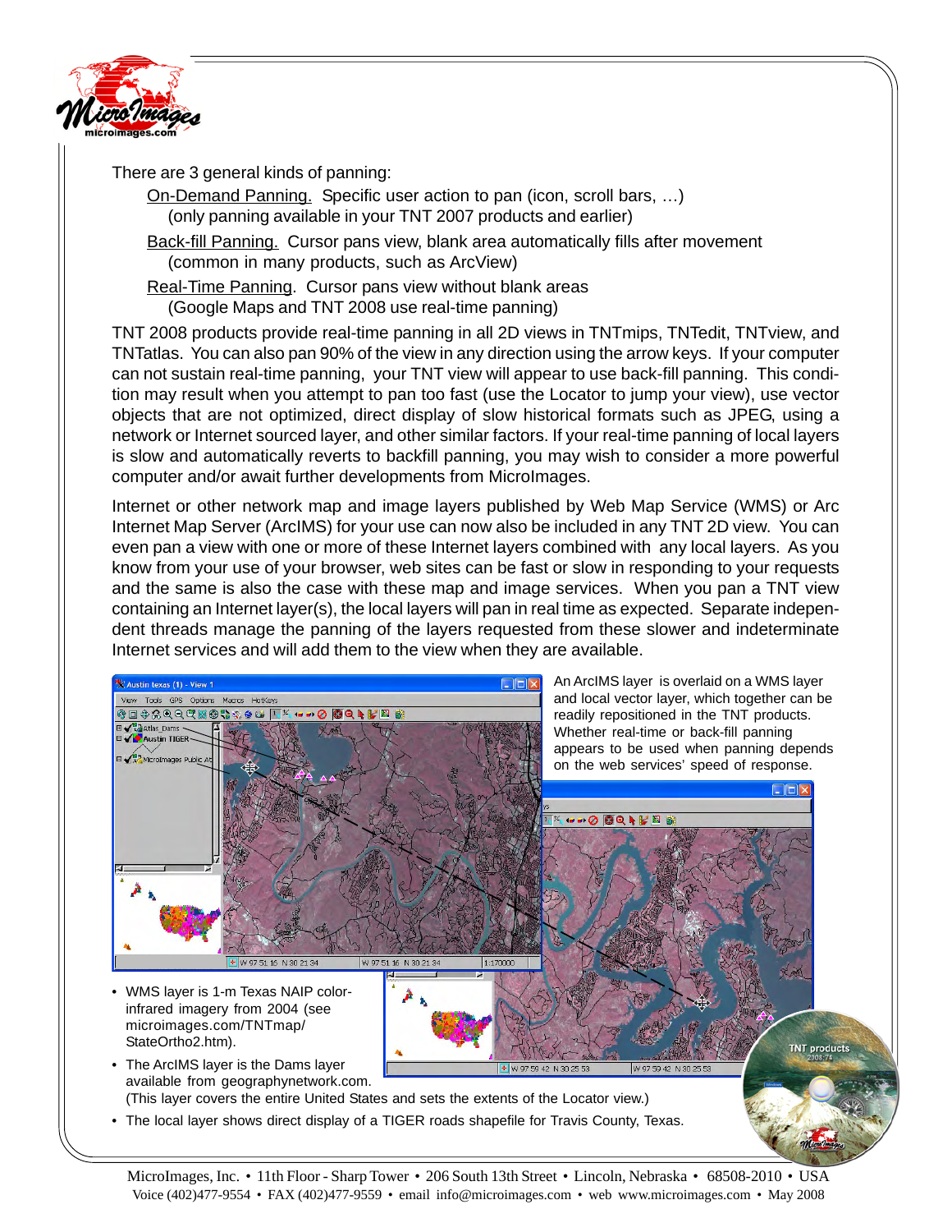There are 3 general kinds of panning:

<u>On-Demand Panning.</u> Specific user action to pan (icon, scroll bars, …)
(only panning available in your TNT 2007 products and earlier)

<u>Back-fill Panning.</u> Cursor pans view, blank area automatically fills after movement
(common in many products, such as ArcView)

<u>Real-Time Panning</u>. Cursor pans view without blank areas
(Google Maps and TNT 2008 use real-time panning)

TNT 2008 products provide real-time panning in all 2D views in TNTmips, TNTedit, TNTview, and TNTatlas. You can also pan 90% of the view in any direction using the arrow keys. If your computer can not sustain real-time panning, your TNT view will appear to use back-fill panning. This condition may result when you attempt to pan too fast (use the Locator to jump your view), use vector objects that are not optimized, direct display of slow historical formats such as JPEG, using a network or Internet sourced layer, and other similar factors. If your real-time panning of local layers is slow and automatically reverts to backfill panning, you may wish to consider a more powerful computer and/or await further developments from MicroImages.

Internet or other network map and image layers published by Web Map Service (WMS) or Arc Internet Map Server (ArcIMS) for your use can now also be included in any TNT 2D view. You can even pan a view with one or more of these Internet layers combined with any local layers. As you know from your use of your browser, web sites can be fast or slow in responding to your requests and the same is also the case with these map and image services. When you pan a TNT view containing an Internet layer(s), the local layers will pan in real time as expected. Separate independent threads manage the panning of the layers requested from these slower and indeterminate Internet services and will add them to the view when they are available.

An ArcIMS layer is overlaid on a WMS layer and local vector layer, which together can be readily repositioned in the TNT products. Whether real-time or back-fill panning appears to be used when panning depends on the web services' speed of response.

- WMS layer is 1-m Texas NAIP color-infrared imagery from 2004 (see microimages.com/TNTmap/StateOrtho2.htm).
- The ArcIMS layer is the Dams layer available from geographynetwork.com. (This layer covers the entire United States and sets the extents of the Locator view.)
- The local layer shows direct display of a TIGER roads shapefile for Travis County, Texas.